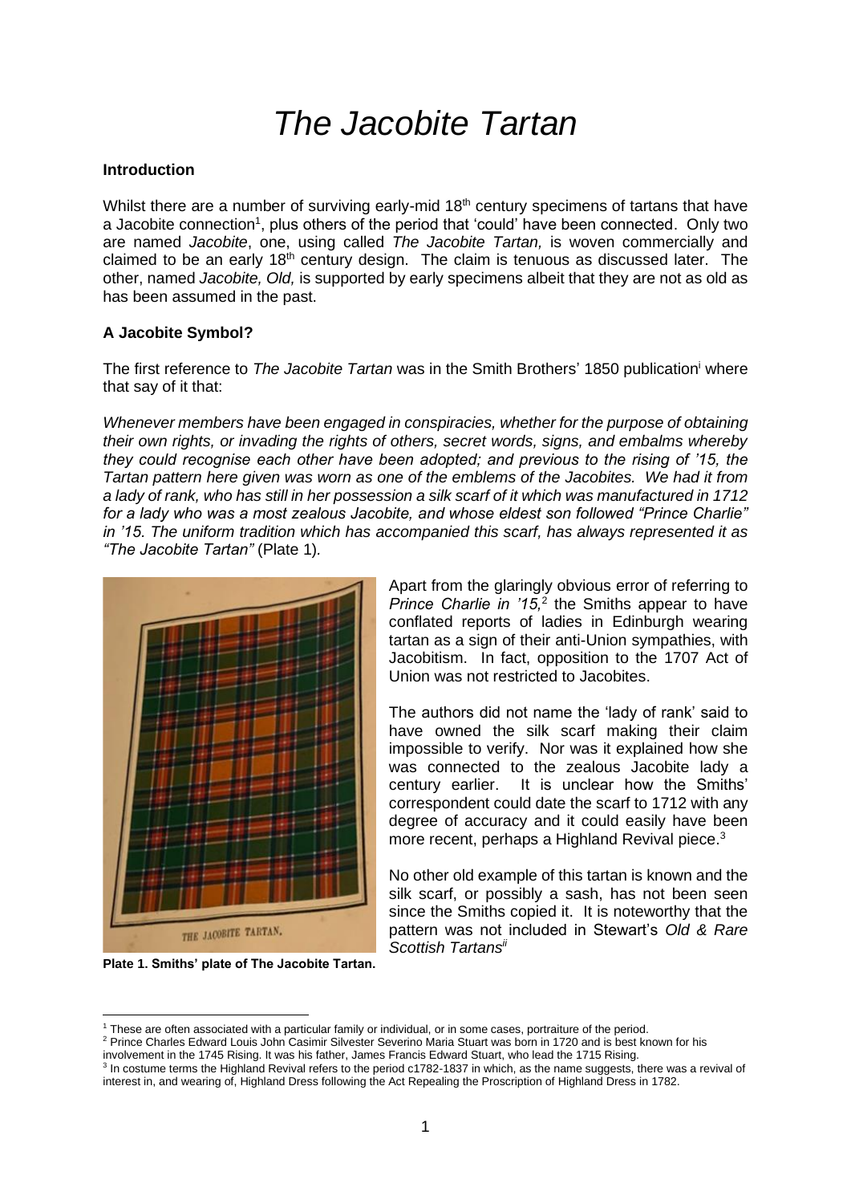# The Jacobite Tartan

**Introduction**

Whilst there are a number of surviving early-mid 18th century specimens of tartans that have a Jacobite connection[1], plus others of the period that 'could' have been connected. Only two are named *Jacobite*, one, using called *The Jacobite Tartan,* is woven commercially and claimed to be an early 18th century design. The claim is tenuous as discussed later. The other, named *Jacobite, Old,* is supported by early specimens albeit that they are not as old as has been assumed in the past.

**A Jacobite Symbol?**

The first reference to *The Jacobite Tartan* was in the Smith Brothers' 1850 publication[i] where that say of it that:

*Whenever members have been engaged in conspiracies, whether for the purpose of obtaining their own rights, or invading the rights of others, secret words, signs, and embalms whereby they could recognise each other have been adopted; and previous to the rising of '15, the Tartan pattern here given was worn as one of the emblems of the Jacobites. We had it from a lady of rank, who has still in her possession a silk scarf of it which was manufactured in 1712 for a lady who was a most zealous Jacobite, and whose eldest son followed "Prince Charlie" in '15. The uniform tradition which has accompanied this scarf, has always represented it as "The Jacobite Tartan"* (Plate 1)*.*

THE JACOBITE TARTAN.

**Plate 1. Smiths' plate of The Jacobite Tartan.**

Apart from the glaringly obvious error of referring to *Prince Charlie in '15,*[2] the Smiths appear to have conflated reports of ladies in Edinburgh wearing tartan as a sign of their anti-Union sympathies, with Jacobitism. In fact, opposition to the 1707 Act of Union was not restricted to Jacobites.

The authors did not name the 'lady of rank' said to have owned the silk scarf making their claim impossible to verify. Nor was it explained how she was connected to the zealous Jacobite lady a century earlier. It is unclear how the Smiths' correspondent could date the scarf to 1712 with any degree of accuracy and it could easily have been more recent, perhaps a Highland Revival piece.[3]

No other old example of this tartan is known and the silk scarf, or possibly a sash, has not been seen since the Smiths copied it. It is noteworthy that the pattern was not included in Stewart's *Old & Rare Scottish Tartans*[ii]

---

[1] These are often associated with a particular family or individual, or in some cases, portraiture of the period.

[2] Prince Charles Edward Louis John Casimir Silvester Severino Maria Stuart was born in 1720 and is best known for his involvement in the 1745 Rising. It was his father, James Francis Edward Stuart, who lead the 1715 Rising.

[3] In costume terms the Highland Revival refers to the period c1782-1837 in which, as the name suggests, there was a revival of interest in, and wearing of, Highland Dress following the Act Repealing the Proscription of Highland Dress in 1782.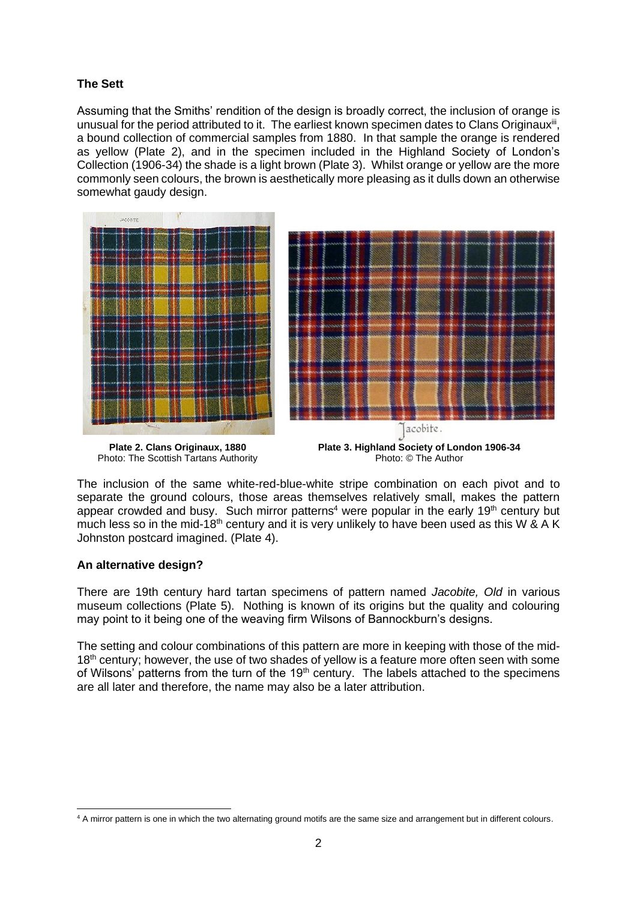## The Sett

Assuming that the Smiths' rendition of the design is broadly correct, the inclusion of orange is unusual for the period attributed to it. The earliest known specimen dates to Clans Originaux[iii], a bound collection of commercial samples from 1880. In that sample the orange is rendered as yellow (Plate 2), and in the specimen included in the Highland Society of London's Collection (1906-34) the shade is a light brown (Plate 3). Whilst orange or yellow are the more commonly seen colours, the brown is aesthetically more pleasing as it dulls down an otherwise somewhat gaudy design.

**Plate 2. Clans Originaux, 1880**
Photo: The Scottish Tartans Authority

**Plate 3. Highland Society of London 1906-34**
Photo: © The Author

The inclusion of the same white-red-blue-white stripe combination on each pivot and to separate the ground colours, those areas themselves relatively small, makes the pattern appear crowded and busy. Such mirror patterns[4] were popular in the early 19th century but much less so in the mid-18th century and it is very unlikely to have been used as this W & A K Johnston postcard imagined. (Plate 4).

## An alternative design?

There are 19th century hard tartan specimens of pattern named *Jacobite, Old* in various museum collections (Plate 5). Nothing is known of its origins but the quality and colouring may point to it being one of the weaving firm Wilsons of Bannockburn's designs.

The setting and colour combinations of this pattern are more in keeping with those of the mid-18th century; however, the use of two shades of yellow is a feature more often seen with some of Wilsons' patterns from the turn of the 19th century. The labels attached to the specimens are all later and therefore, the name may also be a later attribution.

[4] A mirror pattern is one in which the two alternating ground motifs are the same size and arrangement but in different colours.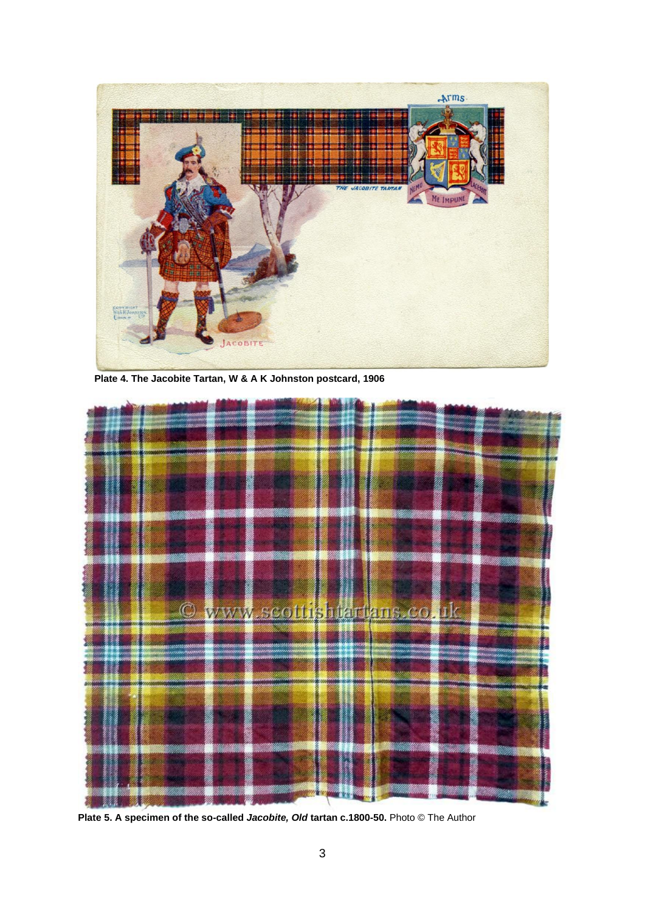**Plate 4. The Jacobite Tartan, W & A K Johnston postcard, 1906**

**Plate 5. A specimen of the so-called *Jacobite, Old* tartan c.1800-50.** Photo © The Author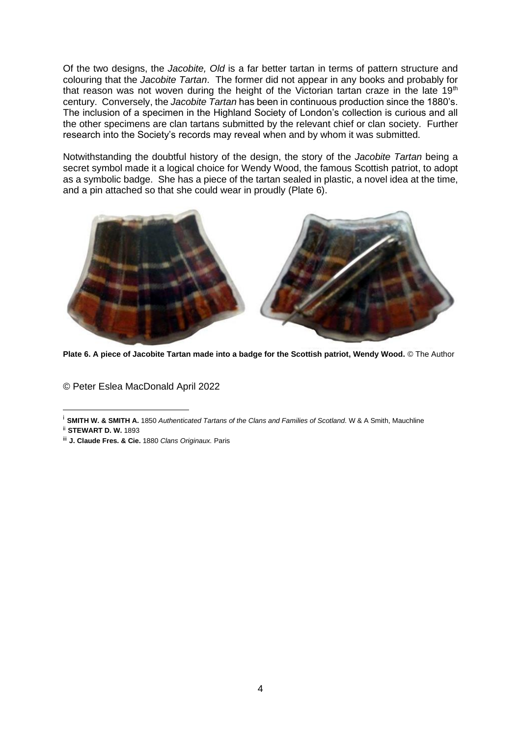Of the two designs, the *Jacobite, Old* is a far better tartan in terms of pattern structure and colouring that the *Jacobite Tartan*. The former did not appear in any books and probably for that reason was not woven during the height of the Victorian tartan craze in the late 19th century. Conversely, the *Jacobite Tartan* has been in continuous production since the 1880's. The inclusion of a specimen in the Highland Society of London's collection is curious and all the other specimens are clan tartans submitted by the relevant chief or clan society. Further research into the Society's records may reveal when and by whom it was submitted.

Notwithstanding the doubtful history of the design, the story of the *Jacobite Tartan* being a secret symbol made it a logical choice for Wendy Wood, the famous Scottish patriot, to adopt as a symbolic badge. She has a piece of the tartan sealed in plastic, a novel idea at the time, and a pin attached so that she could wear in proudly (Plate 6).

**Plate 6. A piece of Jacobite Tartan made into a badge for the Scottish patriot, Wendy Wood.** © The Author

© Peter Eslea MacDonald April 2022

---

[i] **SMITH W. & SMITH A.** 1850 *Authenticated Tartans of the Clans and Families of Scotland*. W & A Smith, Mauchline

[ii] **STEWART D. W.** 1893

[iii] **J. Claude Fres. & Cie.** 1880 *Clans Originaux.* Paris